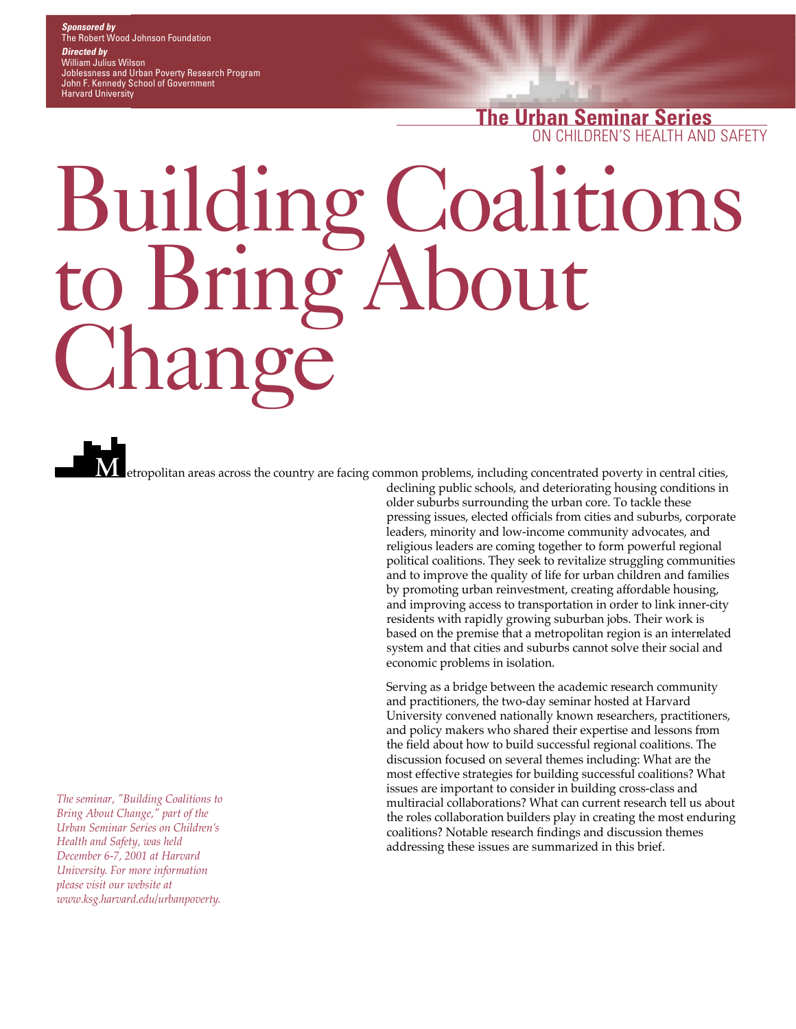**Sponsored by**
The Robert Wood Johnson Foundation

**Directed by**
William Julius Wilson
Joblessness and Urban Poverty Research Program
John F. Kennedy School of Government
Harvard University

**The Urban Seminar Series**
ON CHILDREN'S HEALTH AND SAFETY

# Building Coalitions to Bring About Change

Metropolitan areas across the country are facing common problems, including concentrated poverty in central cities, declining public schools, and deteriorating housing conditions in older suburbs surrounding the urban core. To tackle these pressing issues, elected officials from cities and suburbs, corporate leaders, minority and low-income community advocates, and religious leaders are coming together to form powerful regional political coalitions. They seek to revitalize struggling communities and to improve the quality of life for urban children and families by promoting urban reinvestment, creating affordable housing, and improving access to transportation in order to link inner-city residents with rapidly growing suburban jobs. Their work is based on the premise that a metropolitan region is an interrelated system and that cities and suburbs cannot solve their social and economic problems in isolation.

Serving as a bridge between the academic research community and practitioners, the two-day seminar hosted at Harvard University convened nationally known researchers, practitioners, and policy makers who shared their expertise and lessons from the field about how to build successful regional coalitions. The discussion focused on several themes including: What are the most effective strategies for building successful coalitions? What issues are important to consider in building cross-class and multiracial collaborations? What can current research tell us about the roles collaboration builders play in creating the most enduring coalitions? Notable research findings and discussion themes addressing these issues are summarized in this brief.

*The seminar, "Building Coalitions to Bring About Change," part of the Urban Seminar Series on Children's Health and Safety, was held December 6-7, 2001 at Harvard University. For more information please visit our website at www.ksg.harvard.edu/urbanpoverty.*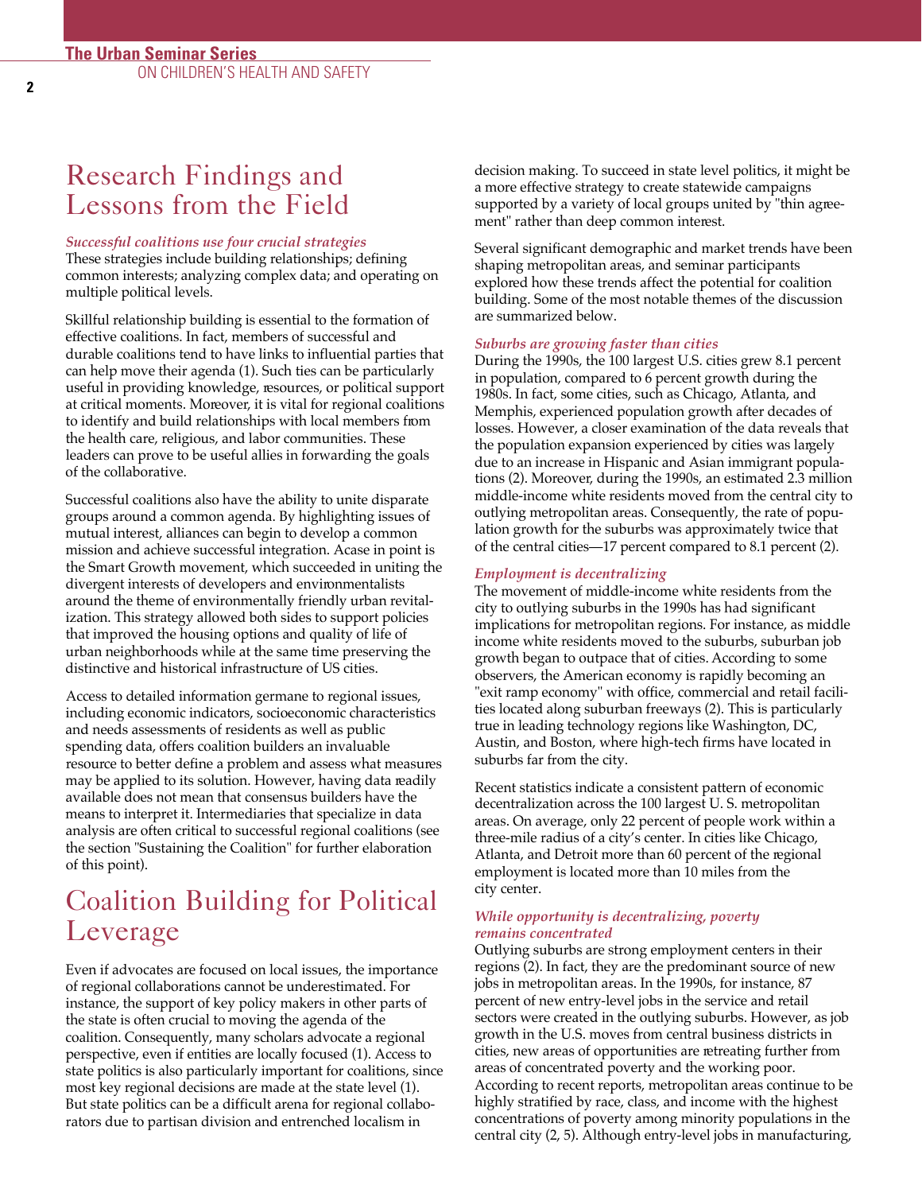## Research Findings and Lessons from the Field

***Successful coalitions use four crucial strategies***

These strategies include building relationships; defining common interests; analyzing complex data; and operating on multiple political levels.

Skillful relationship building is essential to the formation of effective coalitions. In fact, members of successful and durable coalitions tend to have links to influential parties that can help move their agenda (1). Such ties can be particularly useful in providing knowledge, resources, or political support at critical moments. Moreover, it is vital for regional coalitions to identify and build relationships with local members from the health care, religious, and labor communities. These leaders can prove to be useful allies in forwarding the goals of the collaborative.

Successful coalitions also have the ability to unite disparate groups around a common agenda. By highlighting issues of mutual interest, alliances can begin to develop a common mission and achieve successful integration. Acase in point is the Smart Growth movement, which succeeded in uniting the divergent interests of developers and environmentalists around the theme of environmentally friendly urban revitalization. This strategy allowed both sides to support policies that improved the housing options and quality of life of urban neighborhoods while at the same time preserving the distinctive and historical infrastructure of US cities.

Access to detailed information germane to regional issues, including economic indicators, socioeconomic characteristics and needs assessments of residents as well as public spending data, offers coalition builders an invaluable resource to better define a problem and assess what measures may be applied to its solution. However, having data readily available does not mean that consensus builders have the means to interpret it. Intermediaries that specialize in data analysis are often critical to successful regional coalitions (see the section "Sustaining the Coalition" for further elaboration of this point).

## Coalition Building for Political Leverage

Even if advocates are focused on local issues, the importance of regional collaborations cannot be underestimated. For instance, the support of key policy makers in other parts of the state is often crucial to moving the agenda of the coalition. Consequently, many scholars advocate a regional perspective, even if entities are locally focused (1). Access to state politics is also particularly important for coalitions, since most key regional decisions are made at the state level (1). But state politics can be a difficult arena for regional collaborators due to partisan division and entrenched localism in decision making. To succeed in state level politics, it might be a more effective strategy to create statewide campaigns supported by a variety of local groups united by "thin agreement" rather than deep common interest.

Several significant demographic and market trends have been shaping metropolitan areas, and seminar participants explored how these trends affect the potential for coalition building. Some of the most notable themes of the discussion are summarized below.

***Suburbs are growing faster than cities***

During the 1990s, the 100 largest U.S. cities grew 8.1 percent in population, compared to 6 percent growth during the 1980s. In fact, some cities, such as Chicago, Atlanta, and Memphis, experienced population growth after decades of losses. However, a closer examination of the data reveals that the population expansion experienced by cities was largely due to an increase in Hispanic and Asian immigrant populations (2). Moreover, during the 1990s, an estimated 2.3 million middle-income white residents moved from the central city to outlying metropolitan areas. Consequently, the rate of population growth for the suburbs was approximately twice that of the central cities—17 percent compared to 8.1 percent (2).

***Employment is decentralizing***

The movement of middle-income white residents from the city to outlying suburbs in the 1990s has had significant implications for metropolitan regions. For instance, as middle income white residents moved to the suburbs, suburban job growth began to outpace that of cities. According to some observers, the American economy is rapidly becoming an "exit ramp economy" with office, commercial and retail facilities located along suburban freeways (2). This is particularly true in leading technology regions like Washington, DC, Austin, and Boston, where high-tech firms have located in suburbs far from the city.

Recent statistics indicate a consistent pattern of economic decentralization across the 100 largest U. S. metropolitan areas. On average, only 22 percent of people work within a three-mile radius of a city's center. In cities like Chicago, Atlanta, and Detroit more than 60 percent of the regional employment is located more than 10 miles from the city center.

***While opportunity is decentralizing, poverty remains concentrated***

Outlying suburbs are strong employment centers in their regions (2). In fact, they are the predominant source of new jobs in metropolitan areas. In the 1990s, for instance, 87 percent of new entry-level jobs in the service and retail sectors were created in the outlying suburbs. However, as job growth in the U.S. moves from central business districts in cities, new areas of opportunities are retreating further from areas of concentrated poverty and the working poor. According to recent reports, metropolitan areas continue to be highly stratified by race, class, and income with the highest concentrations of poverty among minority populations in the central city (2, 5). Although entry-level jobs in manufacturing,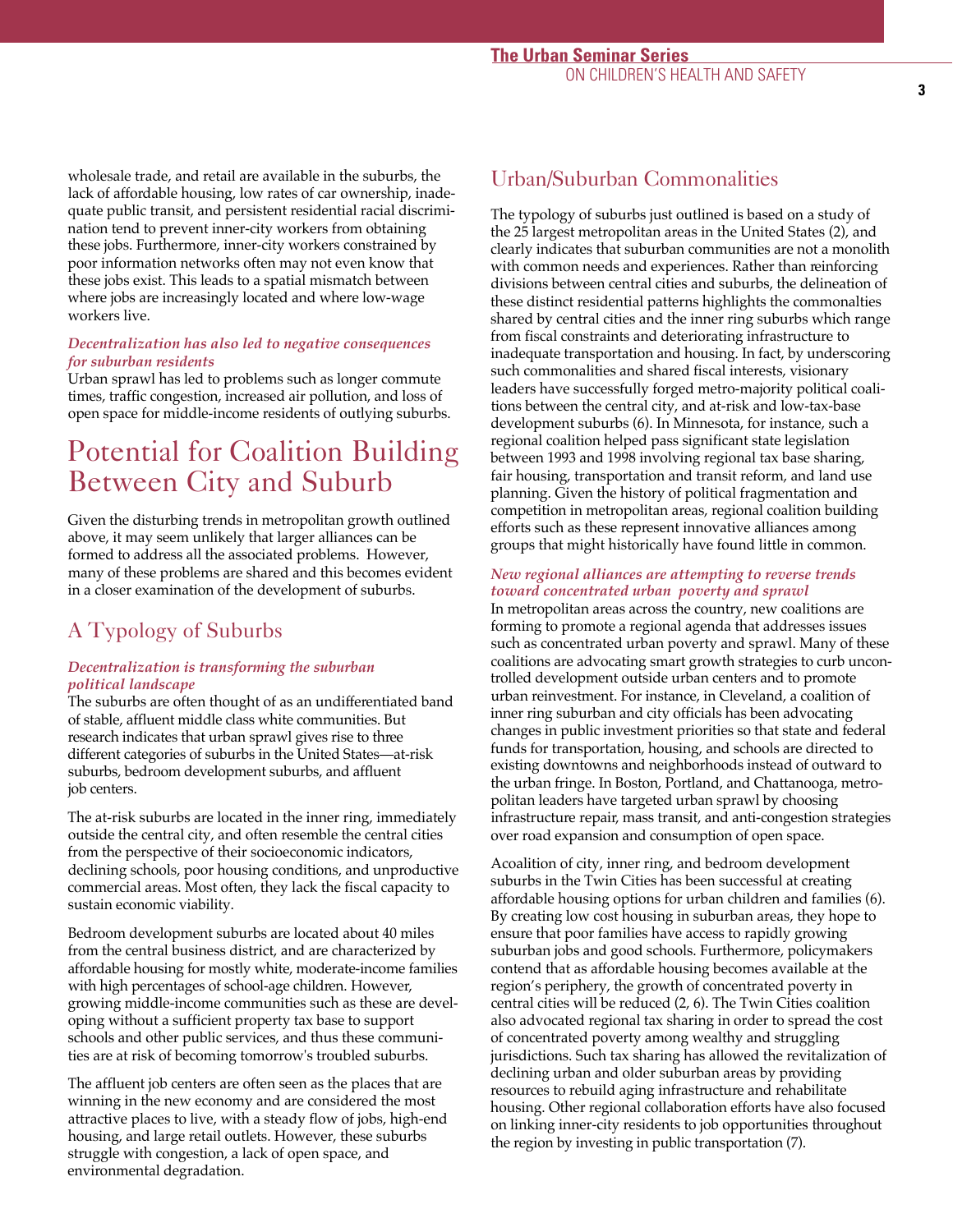wholesale trade, and retail are available in the suburbs, the lack of affordable housing, low rates of car ownership, inadequate public transit, and persistent residential racial discrimination tend to prevent inner-city workers from obtaining these jobs. Furthermore, inner-city workers constrained by poor information networks often may not even know that these jobs exist. This leads to a spatial mismatch between where jobs are increasingly located and where low-wage workers live.

***Decentralization has also led to negative consequences for suburban residents***

Urban sprawl has led to problems such as longer commute times, traffic congestion, increased air pollution, and loss of open space for middle-income residents of outlying suburbs.

# Potential for Coalition Building Between City and Suburb

Given the disturbing trends in metropolitan growth outlined above, it may seem unlikely that larger alliances can be formed to address all the associated problems. However, many of these problems are shared and this becomes evident in a closer examination of the development of suburbs.

## A Typology of Suburbs

***Decentralization is transforming the suburban political landscape***

The suburbs are often thought of as an undifferentiated band of stable, affluent middle class white communities. But research indicates that urban sprawl gives rise to three different categories of suburbs in the United States—at-risk suburbs, bedroom development suburbs, and affluent job centers.

The at-risk suburbs are located in the inner ring, immediately outside the central city, and often resemble the central cities from the perspective of their socioeconomic indicators, declining schools, poor housing conditions, and unproductive commercial areas. Most often, they lack the fiscal capacity to sustain economic viability.

Bedroom development suburbs are located about 40 miles from the central business district, and are characterized by affordable housing for mostly white, moderate-income families with high percentages of school-age children. However, growing middle-income communities such as these are developing without a sufficient property tax base to support schools and other public services, and thus these communities are at risk of becoming tomorrow's troubled suburbs.

The affluent job centers are often seen as the places that are winning in the new economy and are considered the most attractive places to live, with a steady flow of jobs, high-end housing, and large retail outlets. However, these suburbs struggle with congestion, a lack of open space, and environmental degradation.

## Urban/Suburban Commonalities

The typology of suburbs just outlined is based on a study of the 25 largest metropolitan areas in the United States (2), and clearly indicates that suburban communities are not a monolith with common needs and experiences. Rather than reinforcing divisions between central cities and suburbs, the delineation of these distinct residential patterns highlights the commonalties shared by central cities and the inner ring suburbs which range from fiscal constraints and deteriorating infrastructure to inadequate transportation and housing. In fact, by underscoring such commonalities and shared fiscal interests, visionary leaders have successfully forged metro-majority political coalitions between the central city, and at-risk and low-tax-base development suburbs (6). In Minnesota, for instance, such a regional coalition helped pass significant state legislation between 1993 and 1998 involving regional tax base sharing, fair housing, transportation and transit reform, and land use planning. Given the history of political fragmentation and competition in metropolitan areas, regional coalition building efforts such as these represent innovative alliances among groups that might historically have found little in common.

***New regional alliances are attempting to reverse trends toward concentrated urban poverty and sprawl***

In metropolitan areas across the country, new coalitions are forming to promote a regional agenda that addresses issues such as concentrated urban poverty and sprawl. Many of these coalitions are advocating smart growth strategies to curb uncontrolled development outside urban centers and to promote urban reinvestment. For instance, in Cleveland, a coalition of inner ring suburban and city officials has been advocating changes in public investment priorities so that state and federal funds for transportation, housing, and schools are directed to existing downtowns and neighborhoods instead of outward to the urban fringe. In Boston, Portland, and Chattanooga, metropolitan leaders have targeted urban sprawl by choosing infrastructure repair, mass transit, and anti-congestion strategies over road expansion and consumption of open space.

Acoalition of city, inner ring, and bedroom development suburbs in the Twin Cities has been successful at creating affordable housing options for urban children and families (6). By creating low cost housing in suburban areas, they hope to ensure that poor families have access to rapidly growing suburban jobs and good schools. Furthermore, policymakers contend that as affordable housing becomes available at the region's periphery, the growth of concentrated poverty in central cities will be reduced (2, 6). The Twin Cities coalition also advocated regional tax sharing in order to spread the cost of concentrated poverty among wealthy and struggling jurisdictions. Such tax sharing has allowed the revitalization of declining urban and older suburban areas by providing resources to rebuild aging infrastructure and rehabilitate housing. Other regional collaboration efforts have also focused on linking inner-city residents to job opportunities throughout the region by investing in public transportation (7).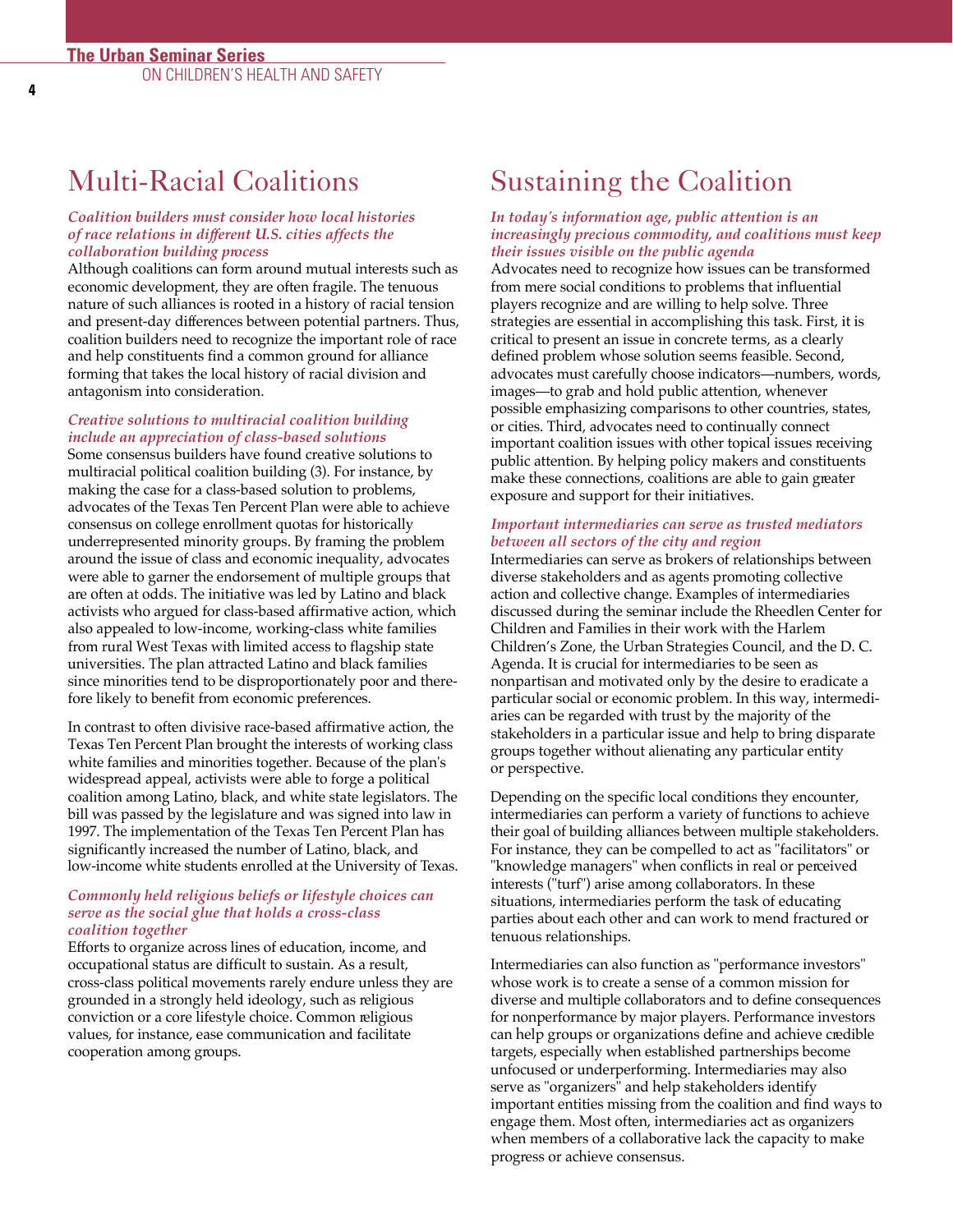## Multi-Racial Coalitions

***Coalition builders must consider how local histories of race relations in different U.S. cities affects the collaboration building process***

Although coalitions can form around mutual interests such as economic development, they are often fragile. The tenuous nature of such alliances is rooted in a history of racial tension and present-day differences between potential partners. Thus, coalition builders need to recognize the important role of race and help constituents find a common ground for alliance forming that takes the local history of racial division and antagonism into consideration.

***Creative solutions to multiracial coalition building include an appreciation of class-based solutions***

Some consensus builders have found creative solutions to multiracial political coalition building (3). For instance, by making the case for a class-based solution to problems, advocates of the Texas Ten Percent Plan were able to achieve consensus on college enrollment quotas for historically underrepresented minority groups. By framing the problem around the issue of class and economic inequality, advocates were able to garner the endorsement of multiple groups that are often at odds. The initiative was led by Latino and black activists who argued for class-based affirmative action, which also appealed to low-income, working-class white families from rural West Texas with limited access to flagship state universities. The plan attracted Latino and black families since minorities tend to be disproportionately poor and therefore likely to benefit from economic preferences.

In contrast to often divisive race-based affirmative action, the Texas Ten Percent Plan brought the interests of working class white families and minorities together. Because of the plan's widespread appeal, activists were able to forge a political coalition among Latino, black, and white state legislators. The bill was passed by the legislature and was signed into law in 1997. The implementation of the Texas Ten Percent Plan has significantly increased the number of Latino, black, and low-income white students enrolled at the University of Texas.

***Commonly held religious beliefs or lifestyle choices can serve as the social glue that holds a cross-class coalition together***

Efforts to organize across lines of education, income, and occupational status are difficult to sustain. As a result, cross-class political movements rarely endure unless they are grounded in a strongly held ideology, such as religious conviction or a core lifestyle choice. Common religious values, for instance, ease communication and facilitate cooperation among groups.

## Sustaining the Coalition

***In today's information age, public attention is an increasingly precious commodity, and coalitions must keep their issues visible on the public agenda***

Advocates need to recognize how issues can be transformed from mere social conditions to problems that influential players recognize and are willing to help solve. Three strategies are essential in accomplishing this task. First, it is critical to present an issue in concrete terms, as a clearly defined problem whose solution seems feasible. Second, advocates must carefully choose indicators—numbers, words, images—to grab and hold public attention, whenever possible emphasizing comparisons to other countries, states, or cities. Third, advocates need to continually connect important coalition issues with other topical issues receiving public attention. By helping policy makers and constituents make these connections, coalitions are able to gain greater exposure and support for their initiatives.

***Important intermediaries can serve as trusted mediators between all sectors of the city and region***

Intermediaries can serve as brokers of relationships between diverse stakeholders and as agents promoting collective action and collective change. Examples of intermediaries discussed during the seminar include the Rheedlen Center for Children and Families in their work with the Harlem Children's Zone, the Urban Strategies Council, and the D. C. Agenda. It is crucial for intermediaries to be seen as nonpartisan and motivated only by the desire to eradicate a particular social or economic problem. In this way, intermediaries can be regarded with trust by the majority of the stakeholders in a particular issue and help to bring disparate groups together without alienating any particular entity or perspective.

Depending on the specific local conditions they encounter, intermediaries can perform a variety of functions to achieve their goal of building alliances between multiple stakeholders. For instance, they can be compelled to act as "facilitators" or "knowledge managers" when conflicts in real or perceived interests ("turf") arise among collaborators. In these situations, intermediaries perform the task of educating parties about each other and can work to mend fractured or tenuous relationships.

Intermediaries can also function as "performance investors" whose work is to create a sense of a common mission for diverse and multiple collaborators and to define consequences for nonperformance by major players. Performance investors can help groups or organizations define and achieve credible targets, especially when established partnerships become unfocused or underperforming. Intermediaries may also serve as "organizers" and help stakeholders identify important entities missing from the coalition and find ways to engage them. Most often, intermediaries act as organizers when members of a collaborative lack the capacity to make progress or achieve consensus.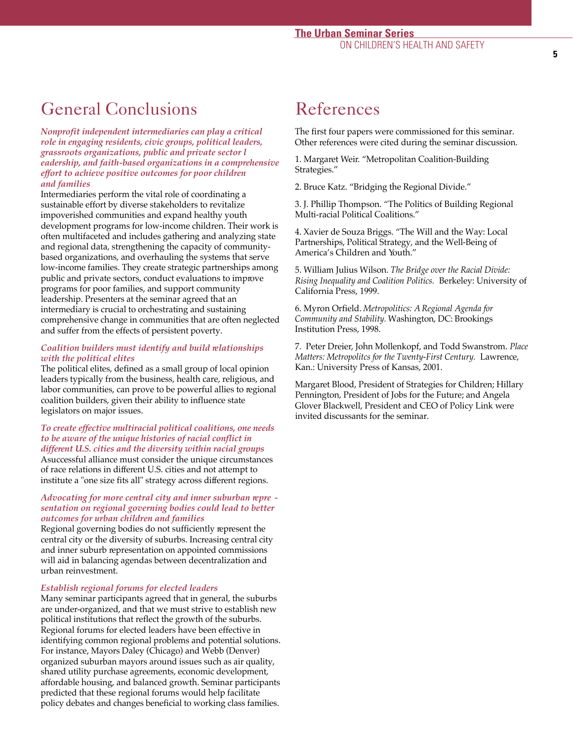## General Conclusions

***Nonprofit independent intermediaries can play a critical role in engaging residents, civic groups, political leaders, grassroots organizations, public and private sector leadership, and faith-based organizations in a comprehensive effort to achieve positive outcomes for poor children and families***

Intermediaries perform the vital role of coordinating a sustainable effort by diverse stakeholders to revitalize impoverished communities and expand healthy youth development programs for low-income children. Their work is often multifaceted and includes gathering and analyzing state and regional data, strengthening the capacity of community-based organizations, and overhauling the systems that serve low-income families. They create strategic partnerships among public and private sectors, conduct evaluations to improve programs for poor families, and support community leadership. Presenters at the seminar agreed that an intermediary is crucial to orchestrating and sustaining comprehensive change in communities that are often neglected and suffer from the effects of persistent poverty.

***Coalition builders must identify and build relationships with the political elites***

The political elites, defined as a small group of local opinion leaders typically from the business, health care, religious, and labor communities, can prove to be powerful allies to regional coalition builders, given their ability to influence state legislators on major issues.

***To create effective multiracial political coalitions, one needs to be aware of the unique histories of racial conflict in different U.S. cities and the diversity within racial groups***

Asuccessful alliance must consider the unique circumstances of race relations in different U.S. cities and not attempt to institute a "one size fits all" strategy across different regions.

***Advocating for more central city and inner suburban representation on regional governing bodies could lead to better outcomes for urban children and families***

Regional governing bodies do not sufficiently represent the central city or the diversity of suburbs. Increasing central city and inner suburb representation on appointed commissions will aid in balancing agendas between decentralization and urban reinvestment.

***Establish regional forums for elected leaders***

Many seminar participants agreed that in general, the suburbs are under-organized, and that we must strive to establish new political institutions that reflect the growth of the suburbs. Regional forums for elected leaders have been effective in identifying common regional problems and potential solutions. For instance, Mayors Daley (Chicago) and Webb (Denver) organized suburban mayors around issues such as air quality, shared utility purchase agreements, economic development, affordable housing, and balanced growth. Seminar participants predicted that these regional forums would help facilitate policy debates and changes beneficial to working class families.

## References

The first four papers were commissioned for this seminar. Other references were cited during the seminar discussion.

1. Margaret Weir. “Metropolitan Coalition-Building Strategies.”

2. Bruce Katz. “Bridging the Regional Divide.”

3. J. Phillip Thompson. “The Politics of Building Regional Multi-racial Political Coalitions.”

4. Xavier de Souza Briggs. “The Will and the Way: Local Partnerships, Political Strategy, and the Well-Being of America’s Children and Youth.”

5. William Julius Wilson. *The Bridge over the Racial Divide: Rising Inequality and Coalition Politics.* Berkeley: University of California Press, 1999.

6. Myron Orfield. *Metropolitics: A Regional Agenda for Community and Stability.* Washington, DC: Brookings Institution Press, 1998.

7. Peter Dreier, John Mollenkopf, and Todd Swanstrom. *Place Matters: Metropolitcs for the Twenty-First Century.* Lawrence, Kan.: University Press of Kansas, 2001.

Margaret Blood, President of Strategies for Children; Hillary Pennington, President of Jobs for the Future; and Angela Glover Blackwell, President and CEO of Policy Link were invited discussants for the seminar.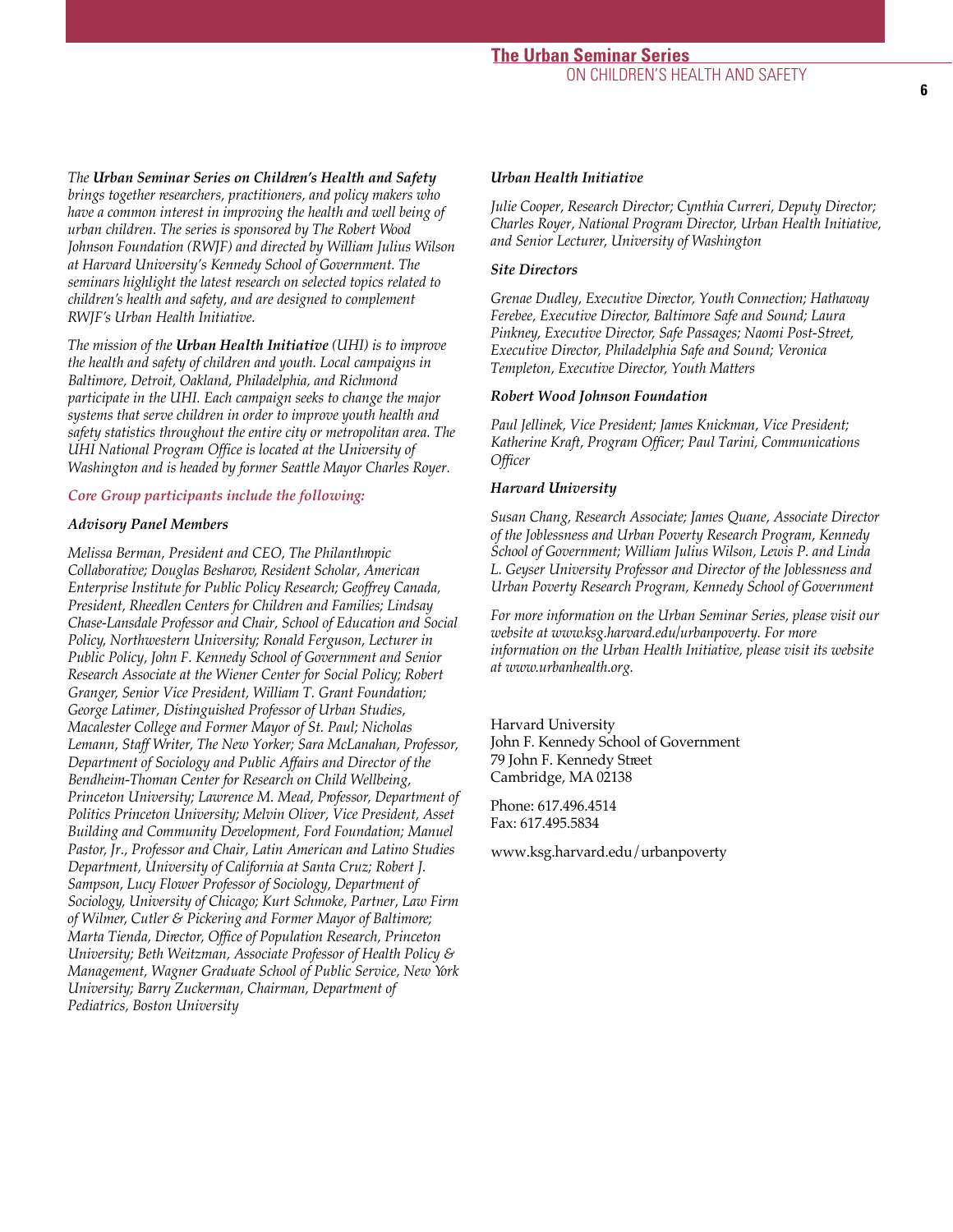*The **Urban Seminar Series on Children's Health and Safety** brings together researchers, practitioners, and policy makers who have a common interest in improving the health and well being of urban children. The series is sponsored by The Robert Wood Johnson Foundation (RWJF) and directed by William Julius Wilson at Harvard University's Kennedy School of Government. The seminars highlight the latest research on selected topics related to children's health and safety, and are designed to complement RWJF's Urban Health Initiative.*

*The mission of the **Urban Health Initiative** (UHI) is to improve the health and safety of children and youth. Local campaigns in Baltimore, Detroit, Oakland, Philadelphia, and Richmond participate in the UHI. Each campaign seeks to change the major systems that serve children in order to improve youth health and safety statistics throughout the entire city or metropolitan area. The UHI National Program Office is located at the University of Washington and is headed by former Seattle Mayor Charles Royer.*

*Core Group participants include the following:*

**Advisory Panel Members**

*Melissa Berman, President and CEO, The Philanthropic Collaborative; Douglas Besharov, Resident Scholar, American Enterprise Institute for Public Policy Research; Geoffrey Canada, President, Rheedlen Centers for Children and Families; Lindsay Chase-Lansdale Professor and Chair, School of Education and Social Policy, Northwestern University; Ronald Ferguson, Lecturer in Public Policy, John F. Kennedy School of Government and Senior Research Associate at the Wiener Center for Social Policy; Robert Granger, Senior Vice President, William T. Grant Foundation; George Latimer, Distinguished Professor of Urban Studies, Macalester College and Former Mayor of St. Paul; Nicholas Lemann, Staff Writer, The New Yorker; Sara McLanahan, Professor, Department of Sociology and Public Affairs and Director of the Bendheim-Thoman Center for Research on Child Wellbeing, Princeton University; Lawrence M. Mead, Professor, Department of Politics Princeton University; Melvin Oliver, Vice President, Asset Building and Community Development, Ford Foundation; Manuel Pastor, Jr., Professor and Chair, Latin American and Latino Studies Department, University of California at Santa Cruz; Robert J. Sampson, Lucy Flower Professor of Sociology, Department of Sociology, University of Chicago; Kurt Schmoke, Partner, Law Firm of Wilmer, Cutler & Pickering and Former Mayor of Baltimore; Marta Tienda, Director, Office of Population Research, Princeton University; Beth Weitzman, Associate Professor of Health Policy & Management, Wagner Graduate School of Public Service, New York University; Barry Zuckerman, Chairman, Department of Pediatrics, Boston University*

**Urban Health Initiative**

*Julie Cooper, Research Director; Cynthia Curreri, Deputy Director; Charles Royer, National Program Director, Urban Health Initiative, and Senior Lecturer, University of Washington*

**Site Directors**

*Grenae Dudley, Executive Director, Youth Connection; Hathaway Ferebee, Executive Director, Baltimore Safe and Sound; Laura Pinkney, Executive Director, Safe Passages; Naomi Post-Street, Executive Director, Philadelphia Safe and Sound; Veronica Templeton, Executive Director, Youth Matters*

**Robert Wood Johnson Foundation**

*Paul Jellinek, Vice President; James Knickman, Vice President; Katherine Kraft, Program Officer; Paul Tarini, Communications Officer*

**Harvard University**

*Susan Chang, Research Associate; James Quane, Associate Director of the Joblessness and Urban Poverty Research Program, Kennedy School of Government; William Julius Wilson, Lewis P. and Linda L. Geyser University Professor and Director of the Joblessness and Urban Poverty Research Program, Kennedy School of Government*

*For more information on the Urban Seminar Series, please visit our website at www.ksg.harvard.edu/urbanpoverty. For more information on the Urban Health Initiative, please visit its website at www.urbanhealth.org.*

Harvard University
John F. Kennedy School of Government
79 John F. Kennedy Street
Cambridge, MA 02138

Phone: 617.496.4514
Fax: 617.495.5834

www.ksg.harvard.edu/urbanpoverty